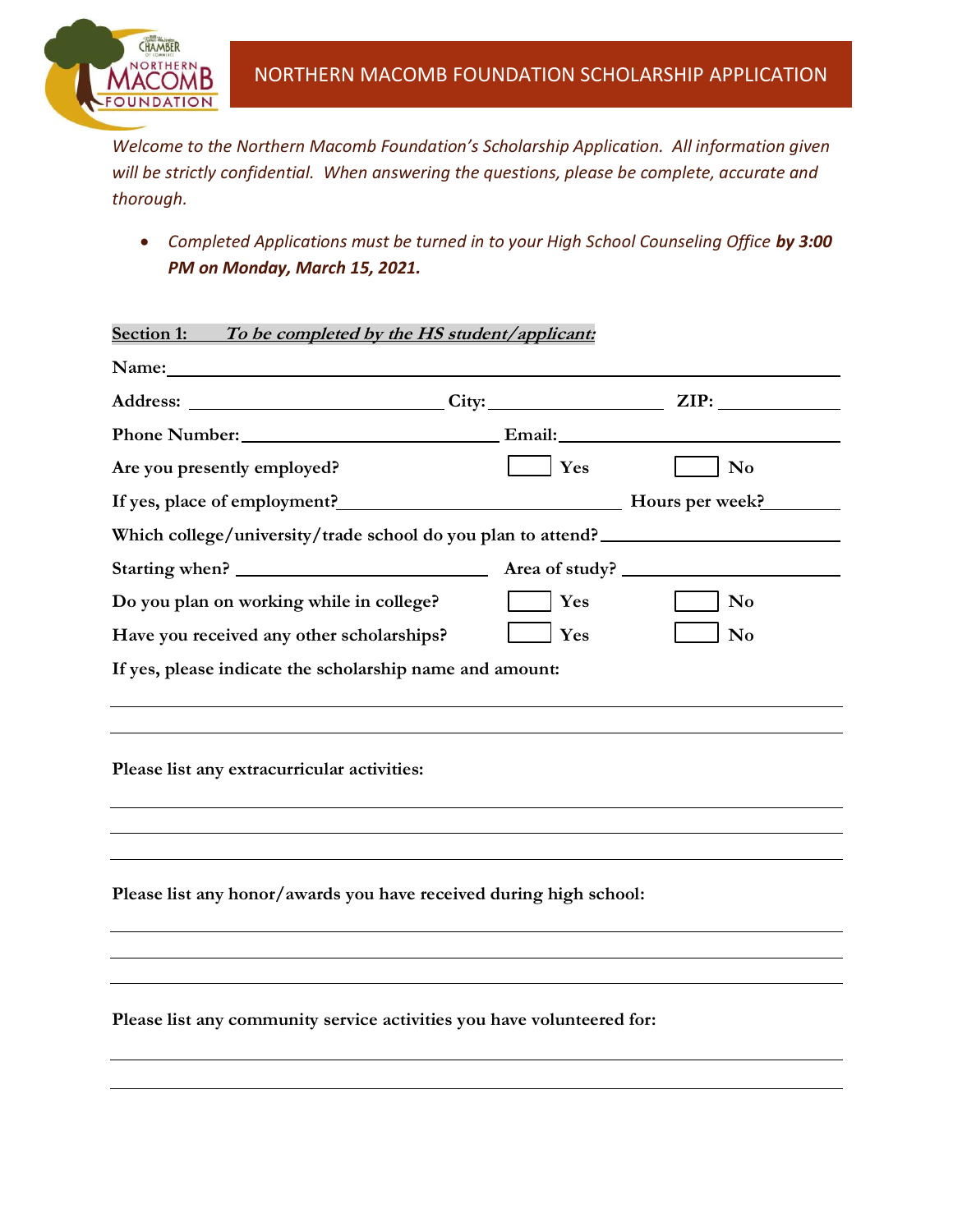# NORTHERN MACOMB FOUNDATION SCHOLARSHIP APPLICATION

*Welcome to the Northern Macomb Foundation's Scholarship Application. All information given will be strictly confidential. When answering the questions, please be complete, accurate and thorough.*

- *Completed Applications must be turned in to your High School Counseling Office* ***by 3:00 PM on Monday, March 15, 2021.***

**Section 1:** ***To be completed by the HS student/applicant:***

**Name:** ______________________________________________

**Address:** ____________________ **City:** ______________ **ZIP:** __________

**Phone Number:** ____________________ **Email:** ____________________

**Are you presently employed?** ☐ **Yes** ☐ **No**

**If yes, place of employment?** ____________________ **Hours per week?** ________

**Which college/university/trade school do you plan to attend?** ____________________

**Starting when?** ____________________ **Area of study?** ____________________

**Do you plan on working while in college?** ☐ **Yes** ☐ **No**

**Have you received any other scholarships?** ☐ **Yes** ☐ **No**

**If yes, please indicate the scholarship name and amount:**

______________________________________________

______________________________________________

**Please list any extracurricular activities:**

______________________________________________

______________________________________________

______________________________________________

**Please list any honor/awards you have received during high school:**

______________________________________________

______________________________________________

______________________________________________

**Please list any community service activities you have volunteered for:**

______________________________________________

______________________________________________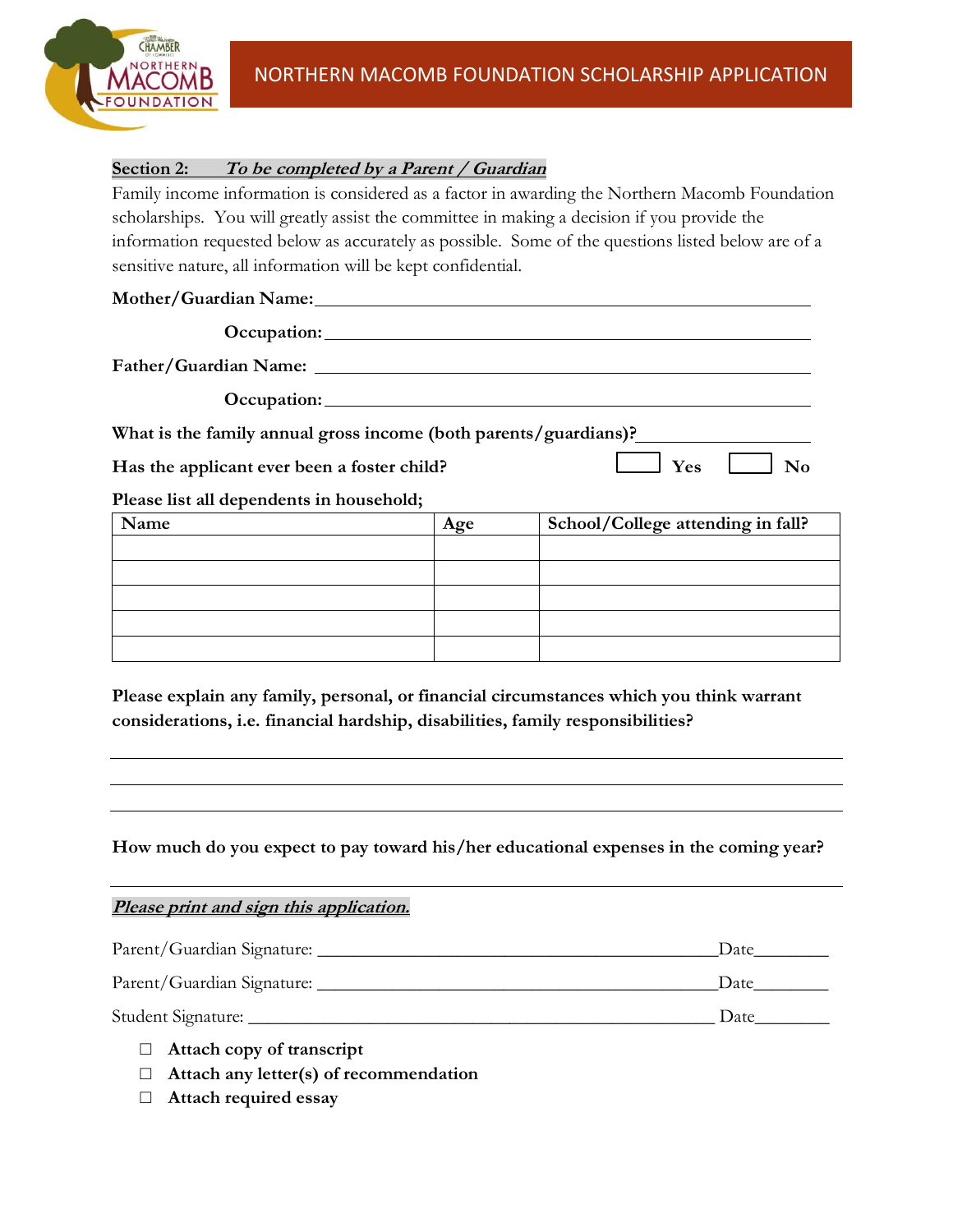# NORTHERN MACOMB FOUNDATION SCHOLARSHIP APPLICATION

**Section 2:** ***To be completed by a Parent / Guardian***

Family income information is considered as a factor in awarding the Northern Macomb Foundation scholarships. You will greatly assist the committee in making a decision if you provide the information requested below as accurately as possible. Some of the questions listed below are of a sensitive nature, all information will be kept confidential.

**Mother/Guardian Name:** ______________________________________________

**Occupation:** ______________________________________________

**Father/Guardian Name:** ______________________________________________

**Occupation:** ______________________________________________

**What is the family annual gross income (both parents/guardians)?** ______________

**Has the applicant ever been a foster child?** ☐ **Yes** ☐ **No**

**Please list all dependents in household;**

| Name | Age | School/College attending in fall? |
|---|---|---|
| | | |
| | | |
| | | |
| | | |
| | | |

**Please explain any family, personal, or financial circumstances which you think warrant considerations, i.e. financial hardship, disabilities, family responsibilities?**

______________________________________________________________________________

______________________________________________________________________________

______________________________________________________________________________

**How much do you expect to pay toward his/her educational expenses in the coming year?**

______________________________________________________________________________

***Please print and sign this application.***

Parent/Guardian Signature: ______________________________________________ Date________

Parent/Guardian Signature: ______________________________________________ Date________

Student Signature: ______________________________________________ Date________

- ☐ **Attach copy of transcript**
- ☐ **Attach any letter(s) of recommendation**
- ☐ **Attach required essay**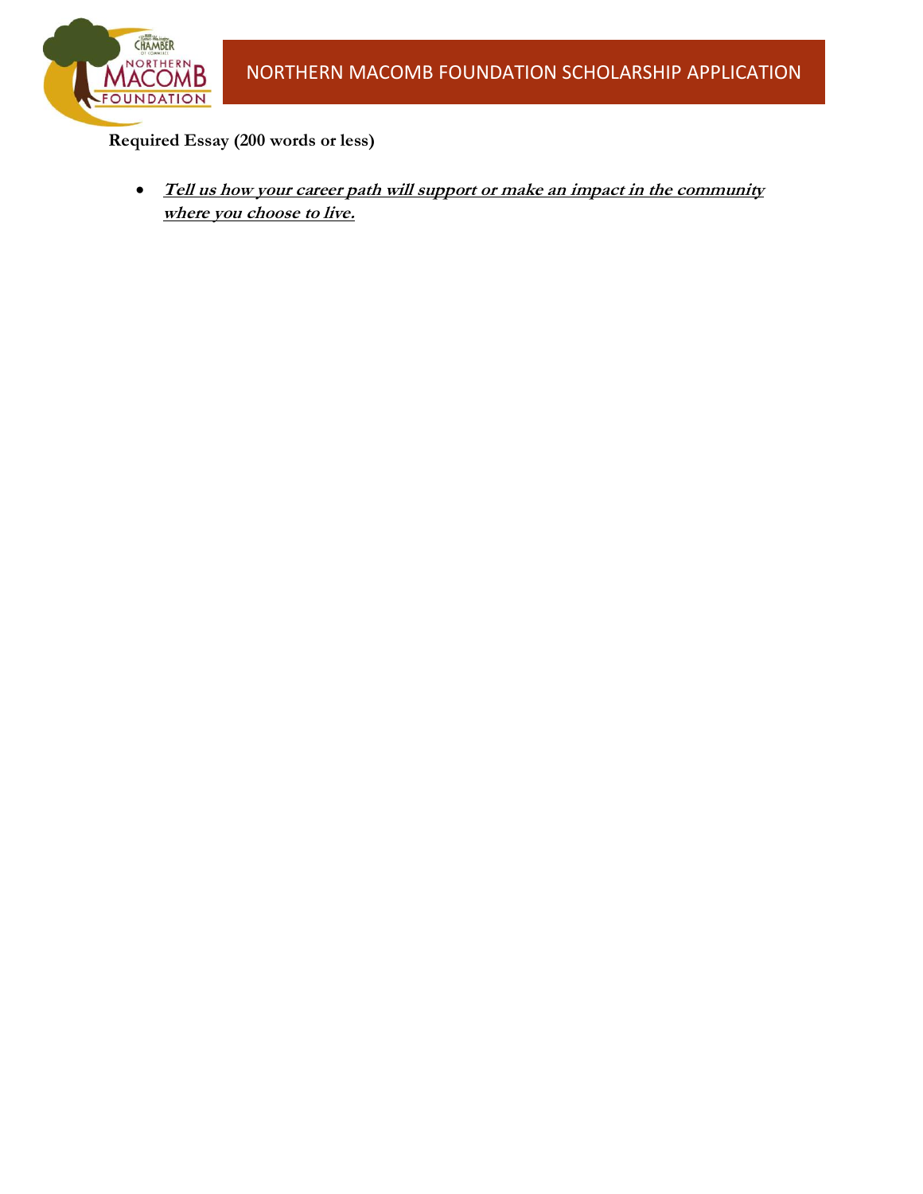# NORTHERN MACOMB FOUNDATION SCHOLARSHIP APPLICATION

**Required Essay (200 words or less)**

- ***Tell us how your career path will support or make an impact in the community where you choose to live.***